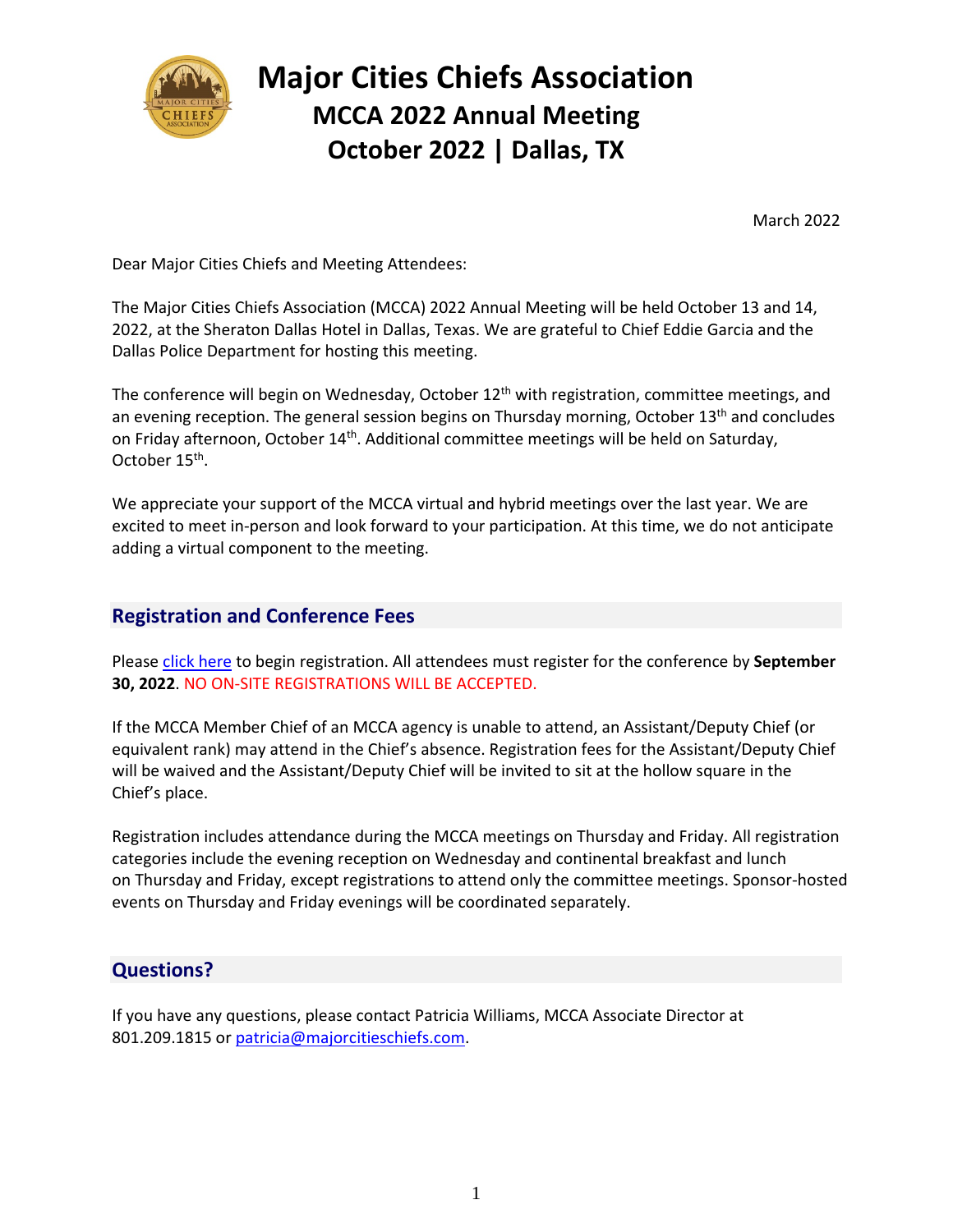# Major Cities Chiefs Association

## MCCA 2022 Annual Meeting

## October 2022 | Dallas, TX

March 2022

Dear Major Cities Chiefs and Meeting Attendees:

The Major Cities Chiefs Association (MCCA) 2022 Annual Meeting will be held October 13 and 14, 2022, at the Sheraton Dallas Hotel in Dallas, Texas. We are grateful to Chief Eddie Garcia and the Dallas Police Department for hosting this meeting.

The conference will begin on Wednesday, October 12th with registration, committee meetings, and an evening reception. The general session begins on Thursday morning, October 13th and concludes on Friday afternoon, October 14th. Additional committee meetings will be held on Saturday, October 15th.

We appreciate your support of the MCCA virtual and hybrid meetings over the last year. We are excited to meet in-person and look forward to your participation. At this time, we do not anticipate adding a virtual component to the meeting.

## Registration and Conference Fees

Please click here to begin registration. All attendees must register for the conference by **September 30, 2022**. NO ON-SITE REGISTRATIONS WILL BE ACCEPTED.

If the MCCA Member Chief of an MCCA agency is unable to attend, an Assistant/Deputy Chief (or equivalent rank) may attend in the Chief's absence. Registration fees for the Assistant/Deputy Chief will be waived and the Assistant/Deputy Chief will be invited to sit at the hollow square in the Chief's place.

Registration includes attendance during the MCCA meetings on Thursday and Friday. All registration categories include the evening reception on Wednesday and continental breakfast and lunch on Thursday and Friday, except registrations to attend only the committee meetings. Sponsor-hosted events on Thursday and Friday evenings will be coordinated separately.

## Questions?

If you have any questions, please contact Patricia Williams, MCCA Associate Director at 801.209.1815 or patricia@majorcitieschiefs.com.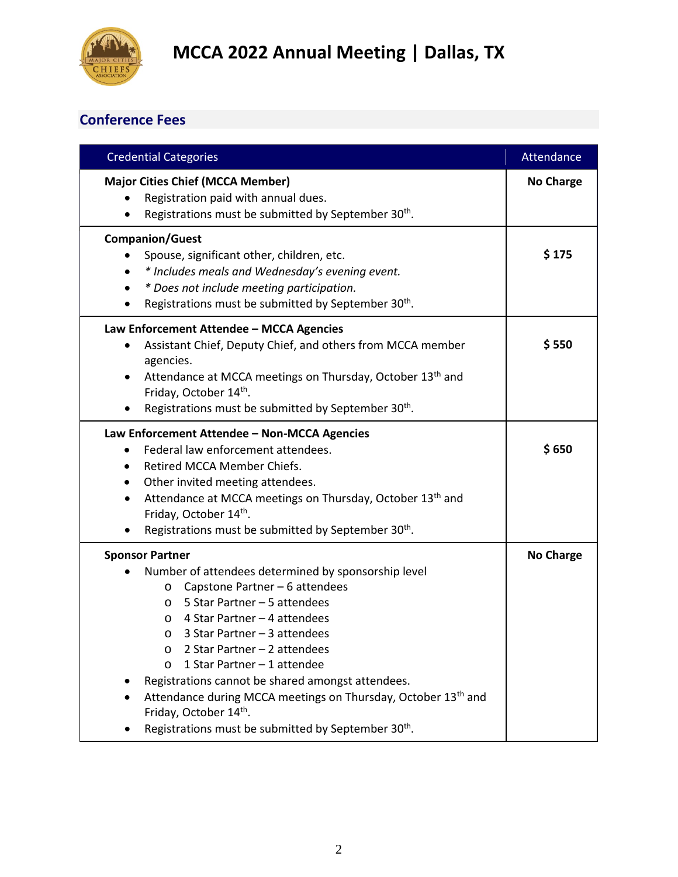# MCCA 2022 Annual Meeting | Dallas, TX

## Conference Fees

| Credential Categories | Attendance |
|---|---|
| **Major Cities Chief (MCCA Member)**<br>• Registration paid with annual dues.<br>• Registrations must be submitted by September 30th. | **No Charge** |
| **Companion/Guest**<br>• Spouse, significant other, children, etc.<br>• *\* Includes meals and Wednesday's evening event.*<br>• *\* Does not include meeting participation.*<br>• Registrations must be submitted by September 30th. | **$ 175** |
| **Law Enforcement Attendee – MCCA Agencies**<br>• Assistant Chief, Deputy Chief, and others from MCCA member agencies.<br>• Attendance at MCCA meetings on Thursday, October 13th and Friday, October 14th.<br>• Registrations must be submitted by September 30th. | **$ 550** |
| **Law Enforcement Attendee – Non-MCCA Agencies**<br>• Federal law enforcement attendees.<br>• Retired MCCA Member Chiefs.<br>• Other invited meeting attendees.<br>• Attendance at MCCA meetings on Thursday, October 13th and Friday, October 14th.<br>• Registrations must be submitted by September 30th. | **$ 650** |
| **Sponsor Partner**<br>• Number of attendees determined by sponsorship level<br>&nbsp;&nbsp;o Capstone Partner – 6 attendees<br>&nbsp;&nbsp;o 5 Star Partner – 5 attendees<br>&nbsp;&nbsp;o 4 Star Partner – 4 attendees<br>&nbsp;&nbsp;o 3 Star Partner – 3 attendees<br>&nbsp;&nbsp;o 2 Star Partner – 2 attendees<br>&nbsp;&nbsp;o 1 Star Partner – 1 attendee<br>• Registrations cannot be shared amongst attendees.<br>• Attendance during MCCA meetings on Thursday, October 13th and Friday, October 14th.<br>• Registrations must be submitted by September 30th. | **No Charge** |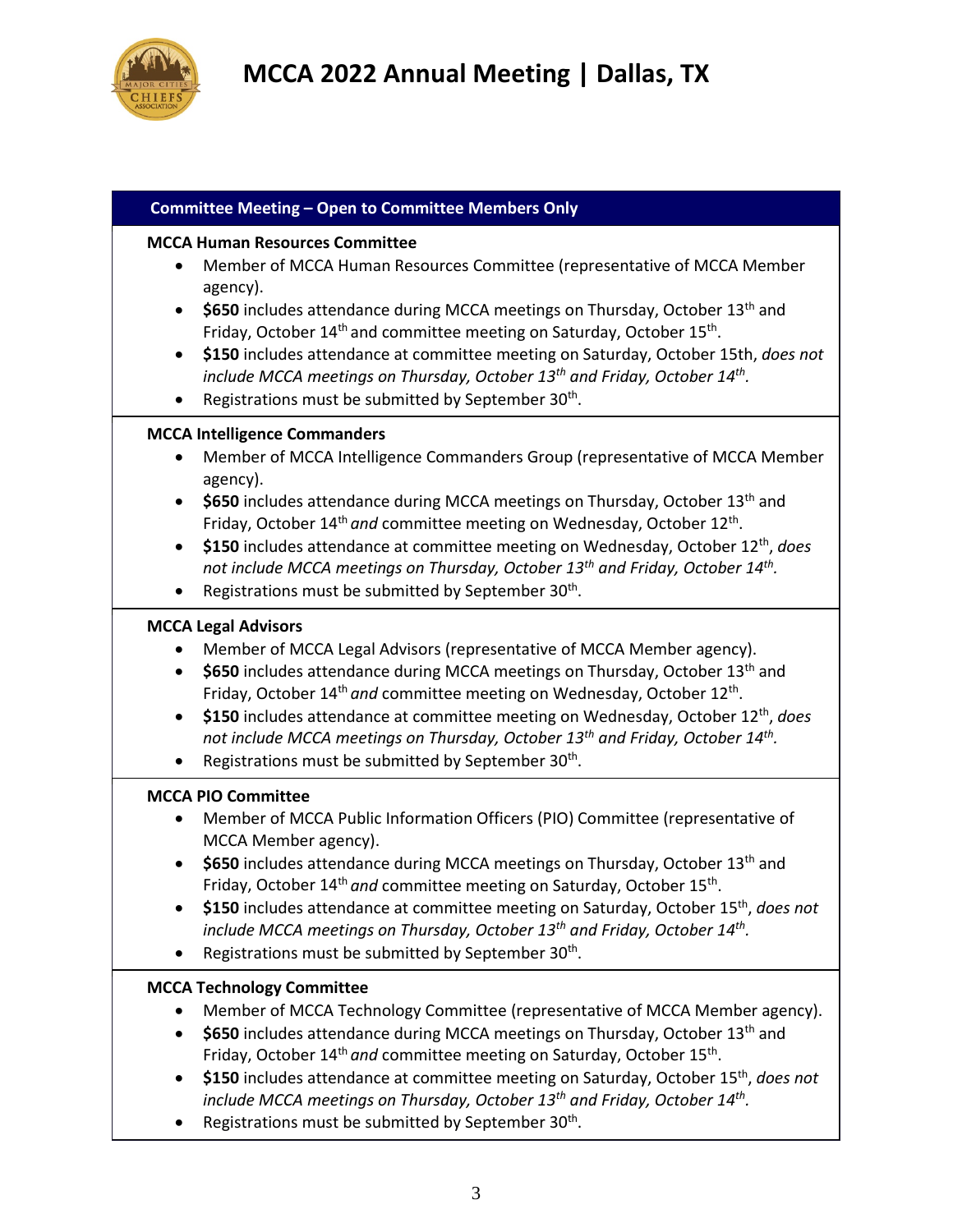# MCCA 2022 Annual Meeting | Dallas, TX

## Committee Meeting – Open to Committee Members Only

**MCCA Human Resources Committee**

- Member of MCCA Human Resources Committee (representative of MCCA Member agency).
- **$650** includes attendance during MCCA meetings on Thursday, October 13th and Friday, October 14th and committee meeting on Saturday, October 15th.
- **$150** includes attendance at committee meeting on Saturday, October 15th, *does not include MCCA meetings on Thursday, October 13th and Friday, October 14th.*
- Registrations must be submitted by September 30th.

**MCCA Intelligence Commanders**

- Member of MCCA Intelligence Commanders Group (representative of MCCA Member agency).
- **$650** includes attendance during MCCA meetings on Thursday, October 13th and Friday, October 14th *and* committee meeting on Wednesday, October 12th.
- **$150** includes attendance at committee meeting on Wednesday, October 12th, *does not include MCCA meetings on Thursday, October 13th and Friday, October 14th.*
- Registrations must be submitted by September 30th.

**MCCA Legal Advisors**

- Member of MCCA Legal Advisors (representative of MCCA Member agency).
- **$650** includes attendance during MCCA meetings on Thursday, October 13th and Friday, October 14th *and* committee meeting on Wednesday, October 12th.
- **$150** includes attendance at committee meeting on Wednesday, October 12th, *does not include MCCA meetings on Thursday, October 13th and Friday, October 14th.*
- Registrations must be submitted by September 30th.

**MCCA PIO Committee**

- Member of MCCA Public Information Officers (PIO) Committee (representative of MCCA Member agency).
- **$650** includes attendance during MCCA meetings on Thursday, October 13th and Friday, October 14th *and* committee meeting on Saturday, October 15th.
- **$150** includes attendance at committee meeting on Saturday, October 15th, *does not include MCCA meetings on Thursday, October 13th and Friday, October 14th.*
- Registrations must be submitted by September 30th.

**MCCA Technology Committee**

- Member of MCCA Technology Committee (representative of MCCA Member agency).
- **$650** includes attendance during MCCA meetings on Thursday, October 13th and Friday, October 14th *and* committee meeting on Saturday, October 15th.
- **$150** includes attendance at committee meeting on Saturday, October 15th, *does not include MCCA meetings on Thursday, October 13th and Friday, October 14th.*
- Registrations must be submitted by September 30th.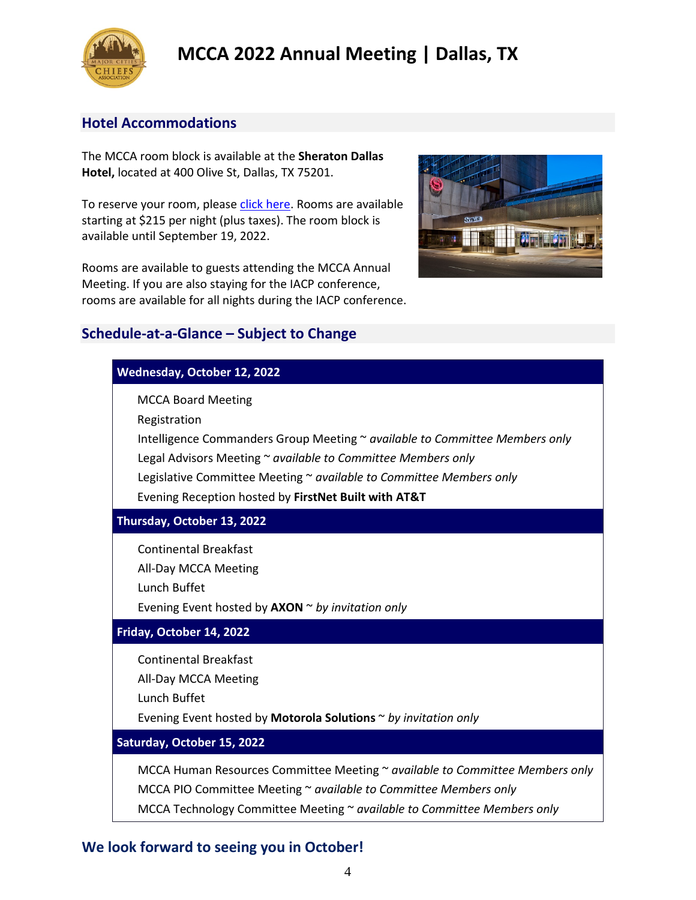# MCCA 2022 Annual Meeting | Dallas, TX

## Hotel Accommodations

The MCCA room block is available at the **Sheraton Dallas Hotel,** located at 400 Olive St, Dallas, TX 75201.

To reserve your room, please click here. Rooms are available starting at $215 per night (plus taxes). The room block is available until September 19, 2022.

Rooms are available to guests attending the MCCA Annual Meeting. If you are also staying for the IACP conference, rooms are available for all nights during the IACP conference.

## Schedule-at-a-Glance – Subject to Change

### Wednesday, October 12, 2022

- MCCA Board Meeting
- Registration
- Intelligence Commanders Group Meeting ~ *available to Committee Members only*
- Legal Advisors Meeting ~ *available to Committee Members only*
- Legislative Committee Meeting ~ *available to Committee Members only*
- Evening Reception hosted by **FirstNet Built with AT&T**

### Thursday, October 13, 2022

- Continental Breakfast
- All-Day MCCA Meeting
- Lunch Buffet
- Evening Event hosted by **AXON** ~ *by invitation only*

### Friday, October 14, 2022

- Continental Breakfast
- All-Day MCCA Meeting
- Lunch Buffet
- Evening Event hosted by **Motorola Solutions** ~ *by invitation only*

### Saturday, October 15, 2022

- MCCA Human Resources Committee Meeting ~ *available to Committee Members only*
- MCCA PIO Committee Meeting ~ *available to Committee Members only*
- MCCA Technology Committee Meeting ~ *available to Committee Members only*

## We look forward to seeing you in October!